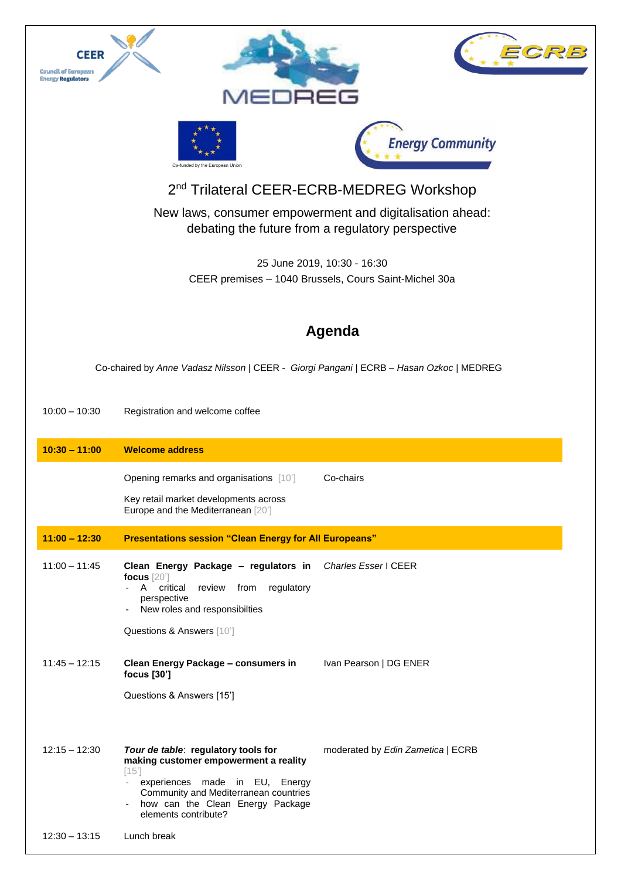CEER
Council of European Energy Regulators

MEDREG

ECRB

Co-funded by the European Union

Energy Community

# 2nd Trilateral CEER-ECRB-MEDREG Workshop

New laws, consumer empowerment and digitalisation ahead: debating the future from a regulatory perspective

25 June 2019, 10:30 - 16:30
CEER premises – 1040 Brussels, Cours Saint-Michel 30a

## Agenda

Co-chaired by *Anne Vadasz Nilsson* | CEER - *Giorgi Pangani* | ECRB – *Hasan Ozkoc* | MEDREG

| | | |
|---|---|---|
| 10:00 – 10:30 | Registration and welcome coffee | |
| **10:30 – 11:00** | **Welcome address** | |
| | Opening remarks and organisations [10'] | Co-chairs |
| | Key retail market developments across Europe and the Mediterranean [20'] | |
| **11:00 – 12:30** | **Presentations session "Clean Energy for All Europeans"** | |
| 11:00 – 11:45 | **Clean Energy Package – regulators in focus** [20']<br>- A critical review from regulatory perspective<br>- New roles and responsibilties<br><br>Questions & Answers [10'] | *Charles Esser* I CEER |
| 11:45 – 12:15 | **Clean Energy Package – consumers in focus [30']**<br><br>Questions & Answers [15'] | Ivan Pearson \| DG ENER |
| 12:15 – 12:30 | ***Tour de table*: regulatory tools for making customer empowerment a reality** [15']<br>- experiences made in EU, Energy Community and Mediterranean countries<br>- how can the Clean Energy Package elements contribute? | moderated by *Edin Zametica* \| ECRB |
| 12:30 – 13:15 | Lunch break | |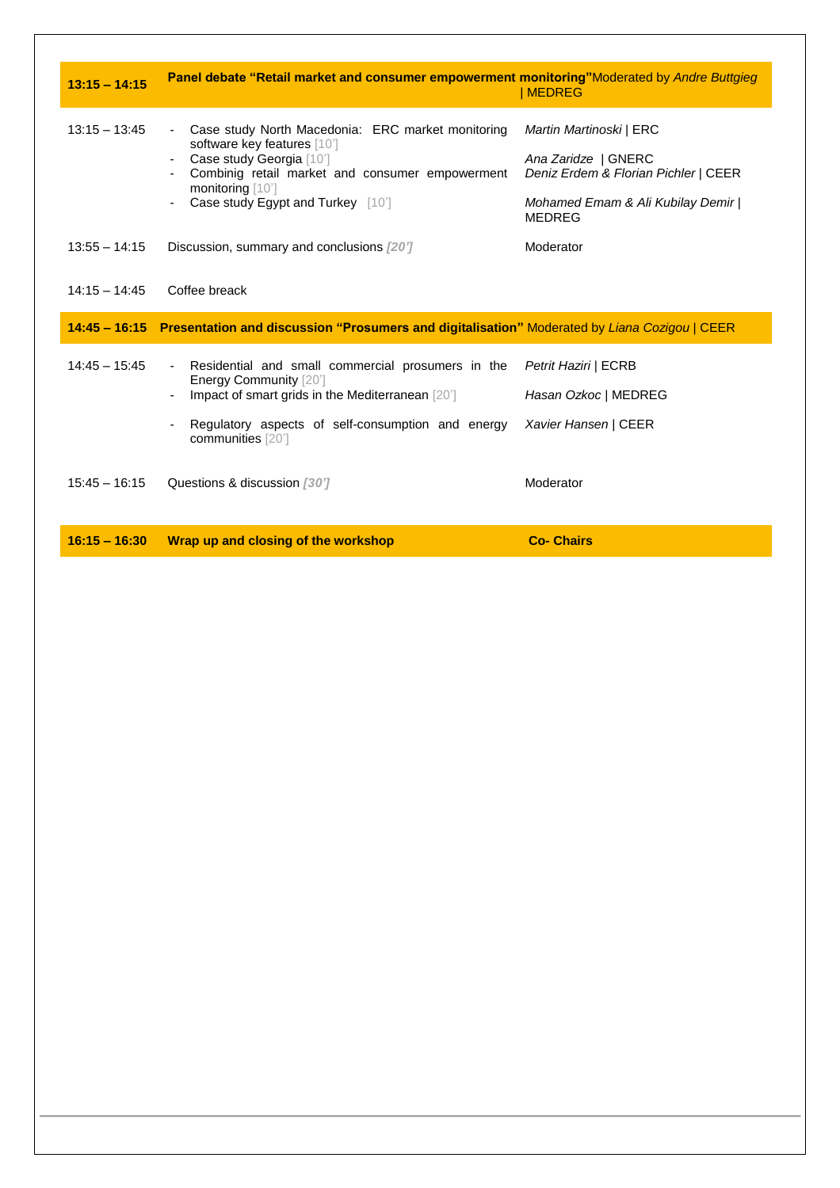| | | |
|---|---|---|
| **13:15 – 14:15** | **Panel debate "Retail market and consumer empowerment monitoring"** Moderated by *Andre Buttgieg* \| MEDREG | |
| 13:15 – 13:45 | - Case study North Macedonia: ERC market monitoring software key features [10']<br>- Case study Georgia [10']<br>- Combinig retail market and consumer empowerment monitoring [10']<br>- Case study Egypt and Turkey [10'] | *Martin Martinoski* \| ERC<br>*Ana Zaridze* \| GNERC<br>*Deniz Erdem & Florian Pichler* \| CEER<br>*Mohamed Emam & Ali Kubilay Demir* \| MEDREG |
| 13:55 – 14:15 | Discussion, summary and conclusions *[20']* | Moderator |
| 14:15 – 14:45 | Coffee breack | |
| **14:45 – 16:15** | **Presentation and discussion "Prosumers and digitalisation"** Moderated by *Liana Cozigou* \| CEER | |
| 14:45 – 15:45 | - Residential and small commercial prosumers in the Energy Community [20']<br>- Impact of smart grids in the Mediterranean [20']<br>- Regulatory aspects of self-consumption and energy communities [20'] | *Petrit Haziri* \| ECRB<br>*Hasan Ozkoc* \| MEDREG<br>*Xavier Hansen* \| CEER |
| 15:45 – 16:15 | Questions & discussion *[30']* | Moderator |
| **16:15 – 16:30** | **Wrap up and closing of the workshop** | **Co- Chairs** |